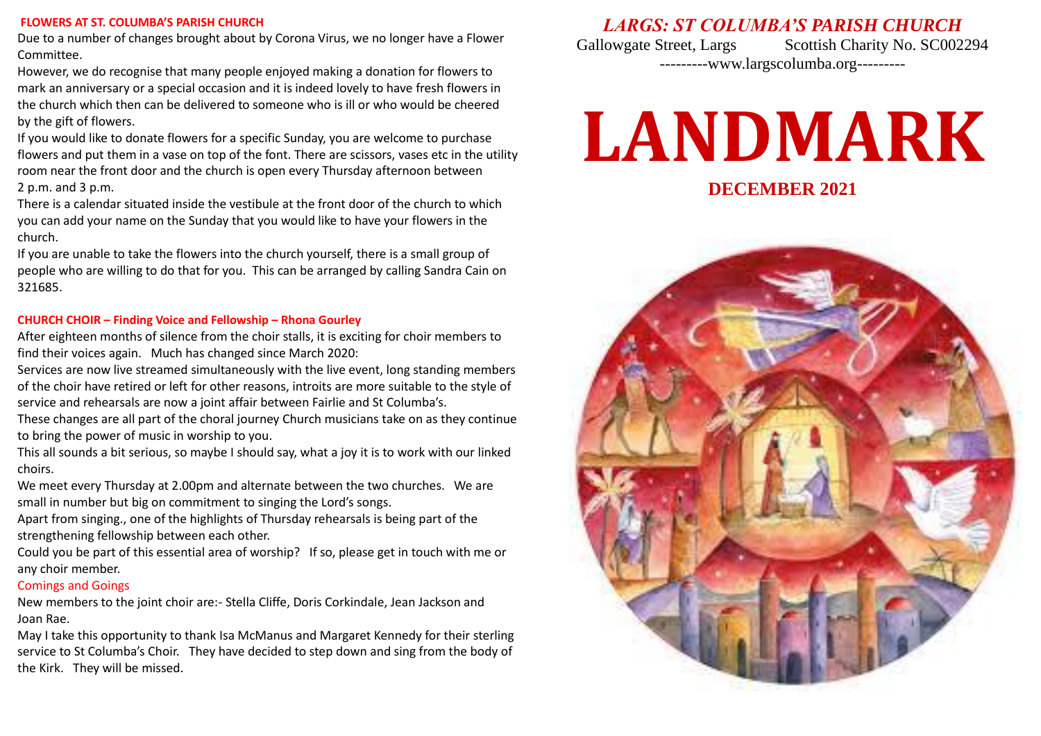**FLOWERS AT ST. COLUMBA'S PARISH CHURCH**

Due to a number of changes brought about by Corona Virus, we no longer have a Flower Committee.

However, we do recognise that many people enjoyed making a donation for flowers to mark an anniversary or a special occasion and it is indeed lovely to have fresh flowers in the church which then can be delivered to someone who is ill or who would be cheered by the gift of flowers.

If you would like to donate flowers for a specific Sunday, you are welcome to purchase flowers and put them in a vase on top of the font. There are scissors, vases etc in the utility room near the front door and the church is open every Thursday afternoon between 2 p.m. and 3 p.m.

There is a calendar situated inside the vestibule at the front door of the church to which you can add your name on the Sunday that you would like to have your flowers in the church.

If you are unable to take the flowers into the church yourself, there is a small group of people who are willing to do that for you. This can be arranged by calling Sandra Cain on 321685.

**CHURCH CHOIR – Finding Voice and Fellowship – Rhona Gourley**

After eighteen months of silence from the choir stalls, it is exciting for choir members to find their voices again. Much has changed since March 2020:

Services are now live streamed simultaneously with the live event, long standing members of the choir have retired or left for other reasons, introits are more suitable to the style of service and rehearsals are now a joint affair between Fairlie and St Columba's.

These changes are all part of the choral journey Church musicians take on as they continue to bring the power of music in worship to you.

This all sounds a bit serious, so maybe I should say, what a joy it is to work with our linked choirs.

We meet every Thursday at 2.00pm and alternate between the two churches. We are small in number but big on commitment to singing the Lord's songs.

Apart from singing., one of the highlights of Thursday rehearsals is being part of the strengthening fellowship between each other.

Could you be part of this essential area of worship? If so, please get in touch with me or any choir member.

Comings and Goings

New members to the joint choir are:- Stella Cliffe, Doris Corkindale, Jean Jackson and Joan Rae.

May I take this opportunity to thank Isa McManus and Margaret Kennedy for their sterling service to St Columba's Choir. They have decided to step down and sing from the body of the Kirk. They will be missed.

*LARGS: ST COLUMBA'S PARISH CHURCH*

Gallowgate Street, Largs Scottish Charity No. SC002294

---------www.largscolumba.org---------

# LANDMARK

**DECEMBER 2021**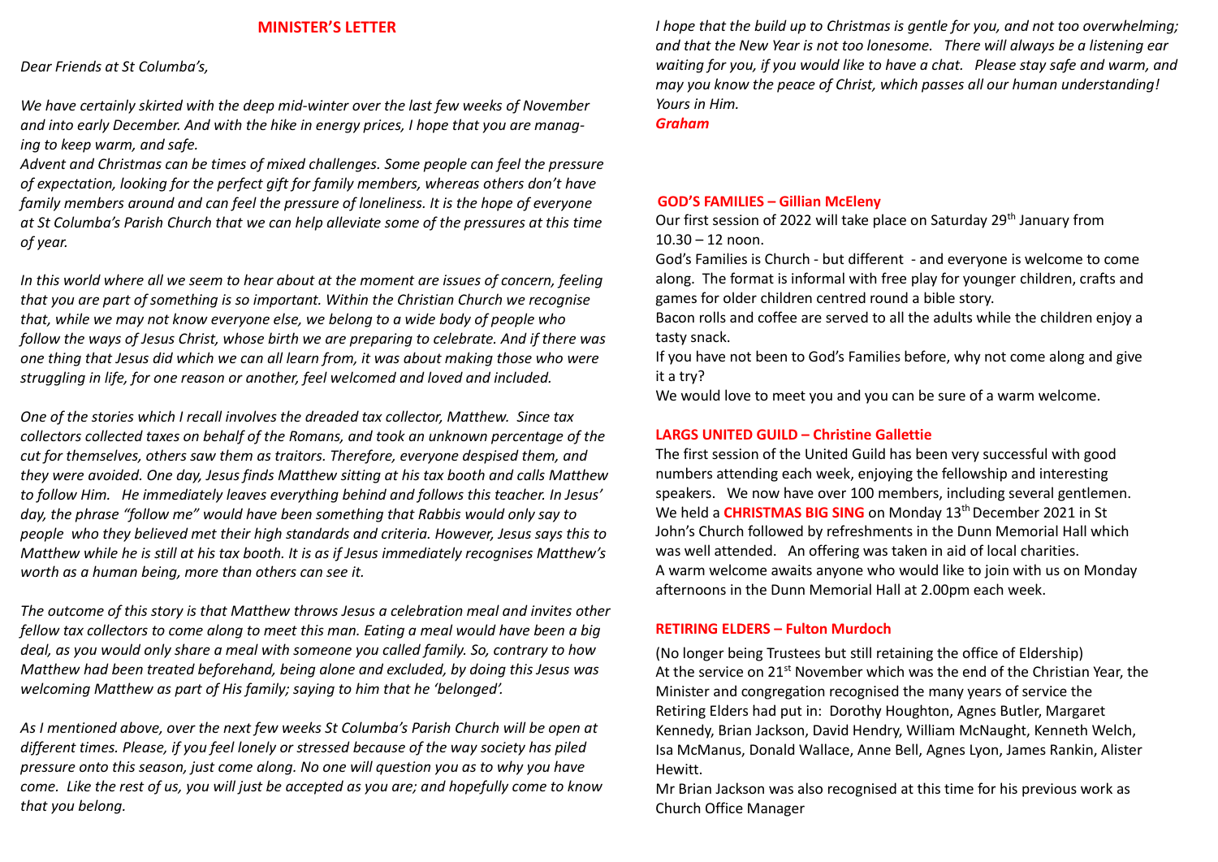## MINISTER'S LETTER

*Dear Friends at St Columba's,*

*We have certainly skirted with the deep mid-winter over the last few weeks of November and into early December. And with the hike in energy prices, I hope that you are managing to keep warm, and safe.*

*Advent and Christmas can be times of mixed challenges. Some people can feel the pressure of expectation, looking for the perfect gift for family members, whereas others don't have family members around and can feel the pressure of loneliness. It is the hope of everyone at St Columba's Parish Church that we can help alleviate some of the pressures at this time of year.*

*In this world where all we seem to hear about at the moment are issues of concern, feeling that you are part of something is so important. Within the Christian Church we recognise that, while we may not know everyone else, we belong to a wide body of people who follow the ways of Jesus Christ, whose birth we are preparing to celebrate. And if there was one thing that Jesus did which we can all learn from, it was about making those who were struggling in life, for one reason or another, feel welcomed and loved and included.*

*One of the stories which I recall involves the dreaded tax collector, Matthew. Since tax collectors collected taxes on behalf of the Romans, and took an unknown percentage of the cut for themselves, others saw them as traitors. Therefore, everyone despised them, and they were avoided. One day, Jesus finds Matthew sitting at his tax booth and calls Matthew to follow Him. He immediately leaves everything behind and follows this teacher. In Jesus' day, the phrase "follow me" would have been something that Rabbis would only say to people who they believed met their high standards and criteria. However, Jesus says this to Matthew while he is still at his tax booth. It is as if Jesus immediately recognises Matthew's worth as a human being, more than others can see it.*

*The outcome of this story is that Matthew throws Jesus a celebration meal and invites other fellow tax collectors to come along to meet this man. Eating a meal would have been a big deal, as you would only share a meal with someone you called family. So, contrary to how Matthew had been treated beforehand, being alone and excluded, by doing this Jesus was welcoming Matthew as part of His family; saying to him that he 'belonged'.*

*As I mentioned above, over the next few weeks St Columba's Parish Church will be open at different times. Please, if you feel lonely or stressed because of the way society has piled pressure onto this season, just come along. No one will question you as to why you have come. Like the rest of us, you will just be accepted as you are; and hopefully come to know that you belong.*

*I hope that the build up to Christmas is gentle for you, and not too overwhelming; and that the New Year is not too lonesome. There will always be a listening ear waiting for you, if you would like to have a chat. Please stay safe and warm, and may you know the peace of Christ, which passes all our human understanding!*

*Yours in Him.*

***Graham***

### GOD'S FAMILIES – Gillian McEleny

Our first session of 2022 will take place on Saturday 29th January from 10.30 – 12 noon.

God's Families is Church - but different - and everyone is welcome to come along. The format is informal with free play for younger children, crafts and games for older children centred round a bible story.

Bacon rolls and coffee are served to all the adults while the children enjoy a tasty snack.

If you have not been to God's Families before, why not come along and give it a try?

We would love to meet you and you can be sure of a warm welcome.

### LARGS UNITED GUILD – Christine Gallettie

The first session of the United Guild has been very successful with good numbers attending each week, enjoying the fellowship and interesting speakers. We now have over 100 members, including several gentlemen. We held a **CHRISTMAS BIG SING** on Monday 13th December 2021 in St John's Church followed by refreshments in the Dunn Memorial Hall which was well attended. An offering was taken in aid of local charities.

A warm welcome awaits anyone who would like to join with us on Monday afternoons in the Dunn Memorial Hall at 2.00pm each week.

### RETIRING ELDERS – Fulton Murdoch

(No longer being Trustees but still retaining the office of Eldership)

At the service on 21st November which was the end of the Christian Year, the Minister and congregation recognised the many years of service the Retiring Elders had put in: Dorothy Houghton, Agnes Butler, Margaret Kennedy, Brian Jackson, David Hendry, William McNaught, Kenneth Welch, Isa McManus, Donald Wallace, Anne Bell, Agnes Lyon, James Rankin, Alister Hewitt.

Mr Brian Jackson was also recognised at this time for his previous work as Church Office Manager